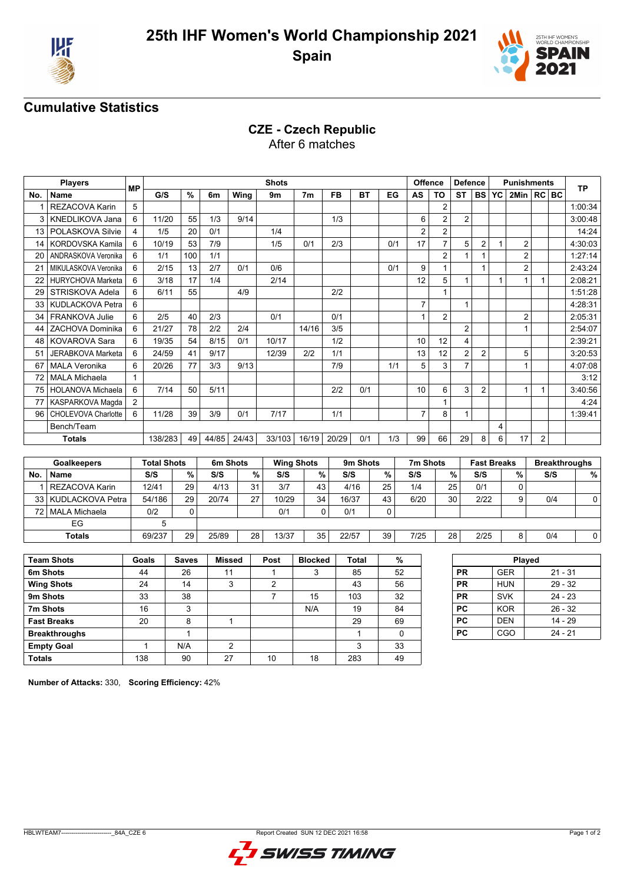# 25th IHF Women's World Championship 2021

## Spain

## Cumulative Statistics

### CZE - Czech Republic

After 6 matches

| Players | | MP | Shots | | | | | | | | | Offence | | Defence | | Punishments | | | | TP |
|---|---|---|---|---|---|---|---|---|---|---|---|---|---|---|---|---|---|---|---|---|
| No. | Name | | G/S | % | 6m | Wing | 9m | 7m | FB | BT | EG | AS | TO | ST | BS | YC | 2Min | RC | BC | |
| 1 | REZACOVA Karin | 5 | | | | | | | | | | | 2 | | | | | | | 1:00:34 |
| 3 | KNEDLIKOVA Jana | 6 | 11/20 | 55 | 1/3 | 9/14 | | | 1/3 | | | 6 | 2 | 2 | | | | | | 3:00:48 |
| 13 | POLASKOVA Silvie | 4 | 1/5 | 20 | 0/1 | | 1/4 | | | | | 2 | 2 | | | | | | | 14:24 |
| 14 | KORDOVSKA Kamila | 6 | 10/19 | 53 | 7/9 | | 1/5 | 0/1 | 2/3 | | 0/1 | 17 | 7 | 5 | 2 | 1 | 2 | | | 4:30:03 |
| 20 | ANDRASKOVA Veronika | 6 | 1/1 | 100 | 1/1 | | | | | | | | 2 | 1 | 1 | | 2 | | | 1:27:14 |
| 21 | MIKULASKOVA Veronika | 6 | 2/15 | 13 | 2/7 | 0/1 | 0/6 | | | | 0/1 | 9 | 1 | | 1 | | 2 | | | 2:43:24 |
| 22 | HURYCHOVA Marketa | 6 | 3/18 | 17 | 1/4 | | 2/14 | | | | | 12 | 5 | 1 | | 1 | 1 | 1 | | 2:08:21 |
| 29 | STRISKOVA Adela | 6 | 6/11 | 55 | | 4/9 | | | 2/2 | | | | 1 | | | | | | | 1:51:28 |
| 33 | KUDLACKOVA Petra | 6 | | | | | | | | | | 7 | | 1 | | | | | | 4:28:31 |
| 34 | FRANKOVA Julie | 6 | 2/5 | 40 | 2/3 | | 0/1 | | 0/1 | | | 1 | 2 | | | | 2 | | | 2:05:31 |
| 44 | ZACHOVA Dominika | 6 | 21/27 | 78 | 2/2 | 2/4 | | 14/16 | 3/5 | | | | | 2 | | | 1 | | | 2:54:07 |
| 48 | KOVAROVA Sara | 6 | 19/35 | 54 | 8/15 | 0/1 | 10/17 | | 1/2 | | | 10 | 12 | 4 | | | | | | 2:39:21 |
| 51 | JERABKOVA Marketa | 6 | 24/59 | 41 | 9/17 | | 12/39 | 2/2 | 1/1 | | | 13 | 12 | 2 | 2 | | 5 | | | 3:20:53 |
| 67 | MALA Veronika | 6 | 20/26 | 77 | 3/3 | 9/13 | | | 7/9 | | 1/1 | 5 | 3 | 7 | | | 1 | | | 4:07:08 |
| 72 | MALA Michaela | 1 | | | | | | | | | | | | | | | | | | 3:12 |
| 75 | HOLANOVA Michaela | 6 | 7/14 | 50 | 5/11 | | | | 2/2 | 0/1 | | 10 | 6 | 3 | 2 | | 1 | 1 | | 3:40:56 |
| 77 | KASPARKOVA Magda | 2 | | | | | | | | | | | 1 | | | | | | | 4:24 |
| 96 | CHOLEVOVA Charlotte | 6 | 11/28 | 39 | 3/9 | 0/1 | 7/17 | | 1/1 | | | 7 | 8 | 1 | | | | | | 1:39:41 |
| | Bench/Team | | | | | | | | | | | | | | | 4 | | | | |
| | **Totals** | | 138/283 | 49 | 44/85 | 24/43 | 33/103 | 16/19 | 20/29 | 0/1 | 1/3 | 99 | 66 | 29 | 8 | 6 | 17 | 2 | | |

| Goalkeepers | | Total Shots | | 6m Shots | | Wing Shots | | 9m Shots | | 7m Shots | | Fast Breaks | | Breakthroughs | |
|---|---|---|---|---|---|---|---|---|---|---|---|---|---|---|---|
| No. | Name | S/S | % | S/S | % | S/S | % | S/S | % | S/S | % | S/S | % | S/S | % |
| 1 | REZACOVA Karin | 12/41 | 29 | 4/13 | 31 | 3/7 | 43 | 4/16 | 25 | 1/4 | 25 | 0/1 | 0 | | |
| 33 | KUDLACKOVA Petra | 54/186 | 29 | 20/74 | 27 | 10/29 | 34 | 16/37 | 43 | 6/20 | 30 | 2/22 | 9 | 0/4 | 0 |
| 72 | MALA Michaela | 0/2 | 0 | | | 0/1 | 0 | 0/1 | 0 | | | | | | |
| | EG | 5 | | | | | | | | | | | | | |
| | **Totals** | 69/237 | 29 | 25/89 | 28 | 13/37 | 35 | 22/57 | 39 | 7/25 | 28 | 2/25 | 8 | 0/4 | 0 |

| Team Shots | Goals | Saves | Missed | Post | Blocked | Total | % |
|---|---|---|---|---|---|---|---|
| 6m Shots | 44 | 26 | 11 | 1 | 3 | 85 | 52 |
| Wing Shots | 24 | 14 | 3 | 2 | | 43 | 56 |
| 9m Shots | 33 | 38 | | 7 | 15 | 103 | 32 |
| 7m Shots | 16 | 3 | | | N/A | 19 | 84 |
| Fast Breaks | 20 | 8 | 1 | | | 29 | 69 |
| Breakthroughs | | 1 | | | | 1 | 0 |
| Empty Goal | 1 | N/A | 2 | | | 3 | 33 |
| Totals | 138 | 90 | 27 | 10 | 18 | 283 | 49 |

| Played | | |
|---|---|---|
| PR | GER | 21 - 31 |
| PR | HUN | 29 - 32 |
| PR | SVK | 24 - 23 |
| PC | KOR | 26 - 32 |
| PC | DEN | 14 - 29 |
| PC | CGO | 24 - 21 |

**Number of Attacks:** 330, **Scoring Efficiency:** 42%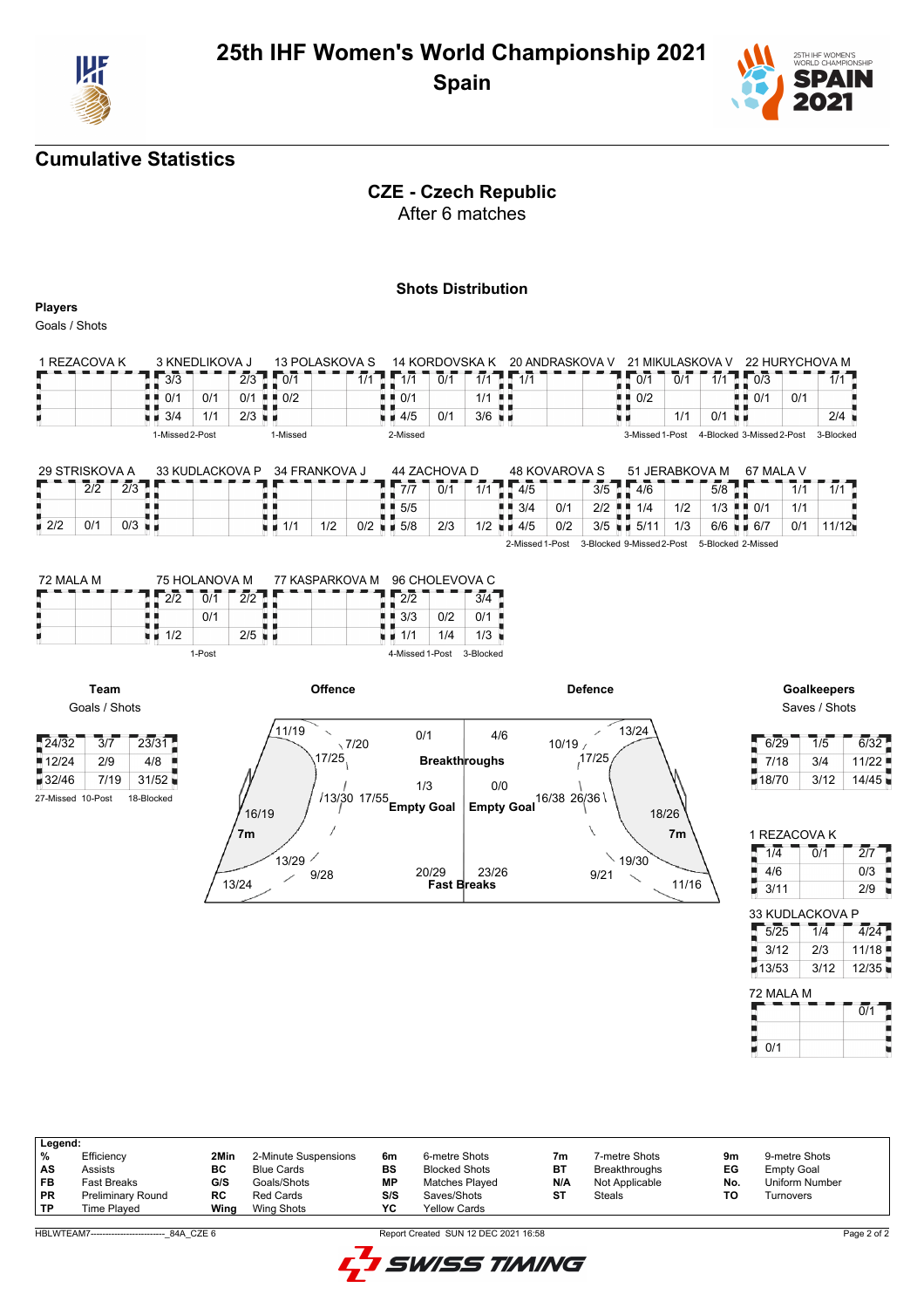# 25th IHF Women's World Championship 2021
## Spain

## Cumulative Statistics

### CZE - Czech Republic
After 6 matches

### Shots Distribution

**Players**
Goals / Shots

1 REZAKOVA K

| | | |
|---|---|---|
| | | |
| | | |
| | | |

3 KNEDLIKOVA J

| | | |
|---|---|---|
| 3/3 | | 2/3 |
| 0/1 | 0/1 | 0/1 |
| 3/4 | 1/1 | 2/3 |

1-Missed 2-Post

13 POLASKOVA S

| | | |
|---|---|---|
| 0/1 | | 1/1 |
| 0/2 | | |
| | | |

1-Missed

14 KORDOVSKA K

| | | |
|---|---|---|
| 1/1 | 0/1 | 1/1 |
| 0/1 | | 1/1 |
| 4/5 | 0/1 | 3/6 |

2-Missed

20 ANDRASKOVA V

| | | |
|---|---|---|
| 1/1 | | |
| | | |
| | | |

21 MIKULASKOVA V

| | | |
|---|---|---|
| 0/1 | 0/1 | 1/1 |
| 0/2 | | |
| | 1/1 | 0/1 |

3-Missed 1-Post

22 HURYCHOVA M

| | | |
|---|---|---|
| 0/3 | | 1/1 |
| 0/1 | 0/1 | |
| | | 2/4 |

4-Blocked 3-Missed 2-Post 3-Blocked

29 STRISKOVA A

| | | |
|---|---|---|
| | 2/2 | 2/3 |
| | | |
| 2/2 | 0/1 | 0/3 |

33 KUDLACKOVA P

| | | |
|---|---|---|
| | | |
| | | |
| | | |

34 FRANKOVA J

| | | |
|---|---|---|
| | | |
| | | |
| 1/1 | 1/2 | 0/2 |

44 ZACHOVA D

| | | |
|---|---|---|
| 7/7 | 0/1 | 1/1 |
| 5/5 | | |
| 5/8 | 2/3 | 1/2 |

48 KOVAROVA S

| | | |
|---|---|---|
| 4/5 | | 3/5 |
| 3/4 | 0/1 | 2/2 |
| 4/5 | 0/2 | 3/5 |

2-Missed 1-Post

51 JERABKOVA M

| | | |
|---|---|---|
| 4/6 | | 5/8 |
| 1/4 | 1/2 | 1/3 |
| 5/11 | 1/3 | 6/6 |

3-Blocked 9-Missed 2-Post

67 MALA V

| | | |
|---|---|---|
| | 1/1 | 1/1 |
| 0/1 | 1/1 | |
| 6/7 | 0/1 | 11/12 |

5-Blocked 2-Missed

72 MALA M

| | | |
|---|---|---|
| | | |
| | | |
| | | |

75 HOLANOVA M

| | | |
|---|---|---|
| 2/2 | 0/1 | 2/2 |
| | 0/1 | |
| 1/2 | | 2/5 |

1-Post

77 KASPARKOVA M

| | | |
|---|---|---|
| | | |
| | | |
| | | |

96 CHOLEVOVA C

| | | |
|---|---|---|
| 2/2 | | 3/4 |
| 3/3 | 0/2 | 0/1 |
| 1/1 | 1/4 | 1/3 |

4-Missed 1-Post 3-Blocked

**Team**
Goals / Shots

| | | |
|---|---|---|
| 24/32 | 3/7 | 23/31 |
| 12/24 | 2/9 | 4/8 |
| 32/46 | 7/19 | 31/52 |

27-Missed 10-Post 18-Blocked

**Offence**

11/19
7/20
17/25
/13/30 17/55
16/19
7m
13/29
9/28
13/24

0/1
4/6
Breakthroughs
1/3
0/0
Empty Goal
Empty Goal
20/29
23/26
Fast Breaks

**Defence**

10/19
13/24
17/25
16/38 26/36
18/26
7m
19/30
9/21
11/16

**Goalkeepers**
Saves / Shots

| | | |
|---|---|---|
| 6/29 | 1/5 | 6/32 |
| 7/18 | 3/4 | 11/22 |
| 18/70 | 3/12 | 14/45 |

1 REZAKOVA K

| | | |
|---|---|---|
| 1/4 | 0/1 | 2/7 |
| 4/6 | | 0/3 |
| 3/11 | | 2/9 |

33 KUDLACKOVA P

| | | |
|---|---|---|
| 5/25 | 1/4 | 4/24 |
| 3/12 | 2/3 | 11/18 |
| 13/53 | 3/12 | 12/35 |

72 MALA M

| | | |
|---|---|---|
| | | 0/1 |
| | | |
| 0/1 | | |

**Legend:**

| | | | | | | | | | |
|---|---|---|---|---|---|---|---|---|---|
| % | Efficiency | 2Min | 2-Minute Suspensions | 6m | 6-metre Shots | 7m | 7-metre Shots | 9m | 9-metre Shots |
| AS | Assists | BC | Blue Cards | BS | Blocked Shots | BT | Breakthroughs | EG | Empty Goal |
| FB | Fast Breaks | G/S | Goals/Shots | MP | Matches Played | N/A | Not Applicable | No. | Uniform Number |
| PR | Preliminary Round | RC | Red Cards | S/S | Saves/Shots | ST | Steals | TO | Turnovers |
| TP | Time Played | Wing | Wing Shots | YC | Yellow Cards | | | | |

HBLWTEAM7--------------------------_84A_CZE 6    Report Created SUN 12 DEC 2021 16:58